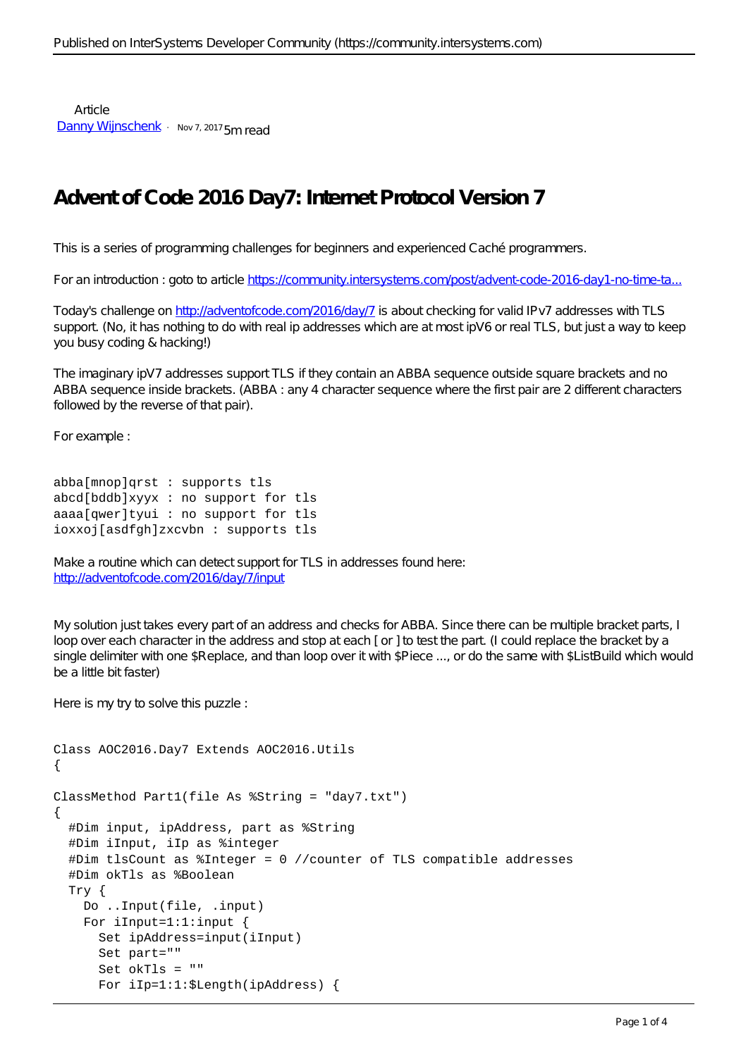Article
[Danny Wijnschenk](#) · Nov 7, 2017 5m read

# Advent of Code 2016 Day7: Internet Protocol Version 7

This is a series of programming challenges for beginners and experienced Caché programmers.

For an introduction : goto to article [https://community.intersystems.com/post/advent-code-2016-day1-no-time-ta...](https://community.intersystems.com/post/advent-code-2016-day1-no-time-ta...)

Today's challenge on [http://adventofcode.com/2016/day/7](http://adventofcode.com/2016/day/7) is about checking for valid IPv7 addresses with TLS support. (No, it has nothing to do with real ip addresses which are at most ipV6 or real TLS, but just a way to keep you busy coding & hacking!)

The imaginary ipV7 addresses support TLS if they contain an ABBA sequence outside square brackets and no ABBA sequence inside brackets. (ABBA : any 4 character sequence where the first pair are 2 different characters followed by the reverse of that pair).

For example :

```
abba[mnop]qrst : supports tls
abcd[bddb]xyyx : no support for tls
aaaa[qwer]tyui : no support for tls
ioxxoj[asdfgh]zxcvbn : supports tls
```

Make a routine which can detect support for TLS in addresses found here:
[http://adventofcode.com/2016/day/7/input](http://adventofcode.com/2016/day/7/input)

My solution just takes every part of an address and checks for ABBA. Since there can be multiple bracket parts, I loop over each character in the address and stop at each [ or ] to test the part. (I could replace the bracket by a single delimiter with one $Replace, and than loop over it with $Piece ..., or do the same with $ListBuild which would be a little bit faster)

Here is my try to solve this puzzle :

```
Class AOC2016.Day7 Extends AOC2016.Utils
{

ClassMethod Part1(file As %String = "day7.txt")
{
  #Dim input, ipAddress, part as %String
  #Dim iInput, iIp as %integer
  #Dim tlsCount as %Integer = 0 //counter of TLS compatible addresses
  #Dim okTls as %Boolean
  Try {
    Do ..Input(file, .input)
    For iInput=1:1:input {
      Set ipAddress=input(iInput)
      Set part=""
      Set okTls = ""
      For iIp=1:1:$Length(ipAddress) {
```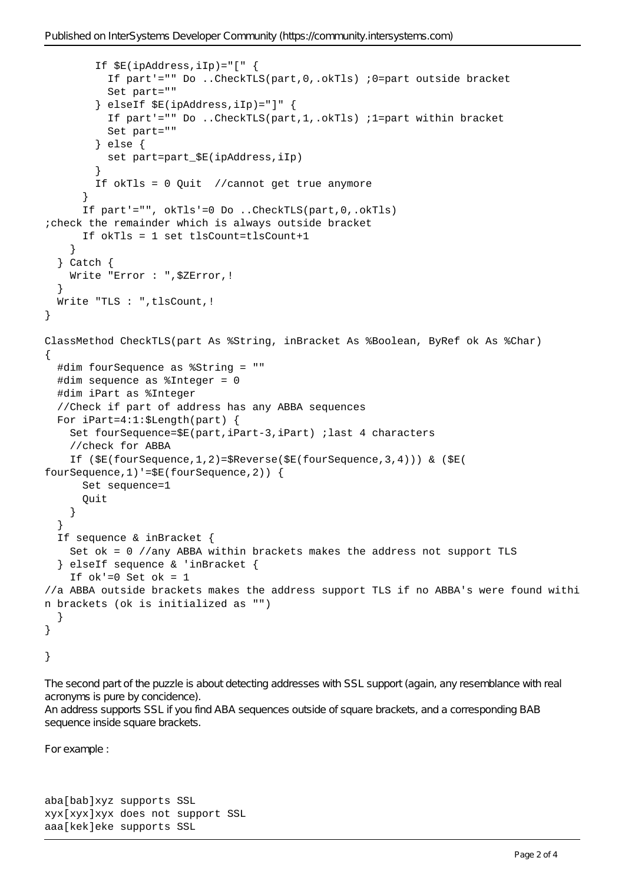```
        If $E(ipAddress,iIp)="[" {
          If part'="" Do ..CheckTLS(part,0,.okTls) ;0=part outside bracket
          Set part=""
        } elseIf $E(ipAddress,iIp)="]" {
          If part'="" Do ..CheckTLS(part,1,.okTls) ;1=part within bracket
          Set part=""
        } else {
          set part=part_$E(ipAddress,iIp)
        }
        If okTls = 0 Quit  //cannot get true anymore
      }
      If part'="", okTls'=0 Do ..CheckTLS(part,0,.okTls)
;check the remainder which is always outside bracket
      If okTls = 1 set tlsCount=tlsCount+1
    }
  } Catch {
    Write "Error : ",$ZError,!
  }
  Write "TLS : ",tlsCount,!
}

ClassMethod CheckTLS(part As %String, inBracket As %Boolean, ByRef ok As %Char)
{
  #dim fourSequence as %String = ""
  #dim sequence as %Integer = 0
  #dim iPart as %Integer
  //Check if part of address has any ABBA sequences
  For iPart=4:1:$Length(part) {
    Set fourSequence=$E(part,iPart-3,iPart) ;last 4 characters
    //check for ABBA
    If ($E(fourSequence,1,2)=$Reverse($E(fourSequence,3,4))) & ($E(
fourSequence,1)'=$E(fourSequence,2)) {
      Set sequence=1
      Quit
    }
  }
  If sequence & inBracket {
    Set ok = 0 //any ABBA within brackets makes the address not support TLS
  } elseIf sequence & 'inBracket {
    If ok'=0 Set ok = 1
//a ABBA outside brackets makes the address support TLS if no ABBA's were found withi
n brackets (ok is initialized as "")
  }
}

}
```

The second part of the puzzle is about detecting addresses with SSL support (again, any resemblance with real acronyms is pure by concidence).
An address supports SSL if you find ABA sequences outside of square brackets, and a corresponding BAB sequence inside square brackets.

For example :

```
aba[bab]xyz supports SSL
xyx[xyx]xyx does not support SSL
aaa[kek]eke supports SSL
```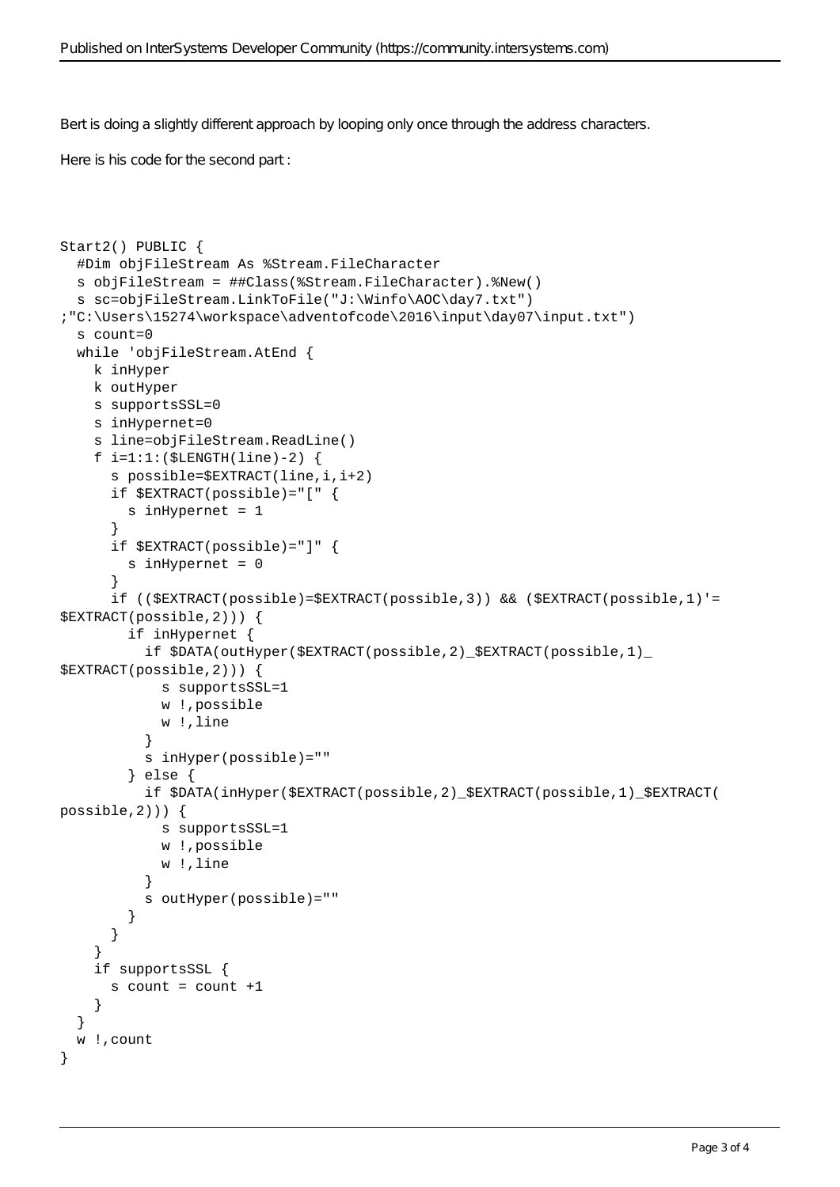Bert is doing a slightly different approach by looping only once through the address characters.

Here is his code for the second part :

```
Start2() PUBLIC {
  #Dim objFileStream As %Stream.FileCharacter
  s objFileStream = ##Class(%Stream.FileCharacter).%New()
  s sc=objFileStream.LinkToFile("J:\Winfo\AOC\day7.txt")
;"C:\Users\15274\workspace\adventofcode\2016\input\day07\input.txt")
  s count=0
  while 'objFileStream.AtEnd {
    k inHyper
    k outHyper
    s supportsSSL=0
    s inHypernet=0
    s line=objFileStream.ReadLine()
    f i=1:1:($LENGTH(line)-2) {
      s possible=$EXTRACT(line,i,i+2)
      if $EXTRACT(possible)="[" {
        s inHypernet = 1
      }
      if $EXTRACT(possible)="]" {
        s inHypernet = 0
      }
      if (($EXTRACT(possible)=$EXTRACT(possible,3)) && ($EXTRACT(possible,1)'=
$EXTRACT(possible,2))) {
        if inHypernet {
          if $DATA(outHyper($EXTRACT(possible,2)_$EXTRACT(possible,1)_
$EXTRACT(possible,2))) {
            s supportsSSL=1
            w !,possible
            w !,line
          }
          s inHyper(possible)=""
        } else {
          if $DATA(inHyper($EXTRACT(possible,2)_$EXTRACT(possible,1)_$EXTRACT(
possible,2))) {
            s supportsSSL=1
            w !,possible
            w !,line
          }
          s outHyper(possible)=""
        }
      }
    }
    if supportsSSL {
      s count = count +1
    }
  }
  w !,count
}
```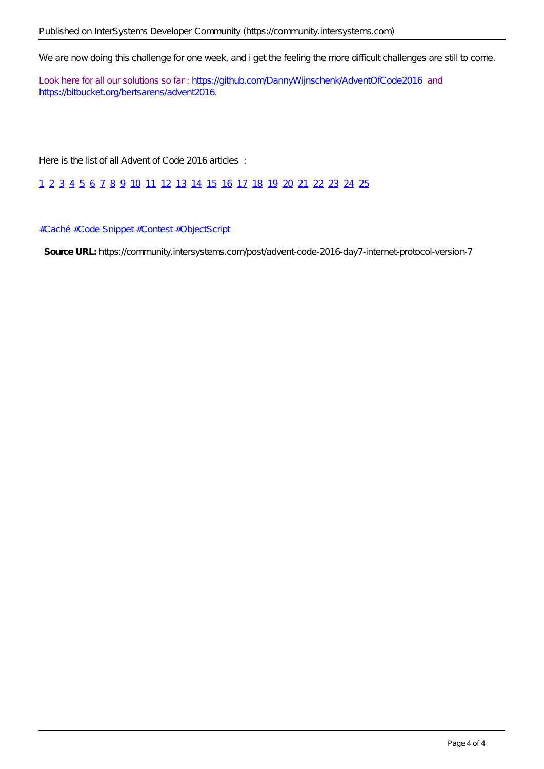We are now doing this challenge for one week, and i get the feeling the more difficult challenges are still to come.

Look here for all our solutions so far : https://github.com/DannyWijnschenk/AdventOfCode2016 and https://bitbucket.org/bertsarens/advent2016.

Here is the list of all Advent of Code 2016 articles :

1 2 3 4 5 6 7 8 9 10 11 12 13 14 15 16 17 18 19 20 21 22 23 24 25

#Caché #Code Snippet #Contest #ObjectScript

**Source URL:** https://community.intersystems.com/post/advent-code-2016-day7-internet-protocol-version-7